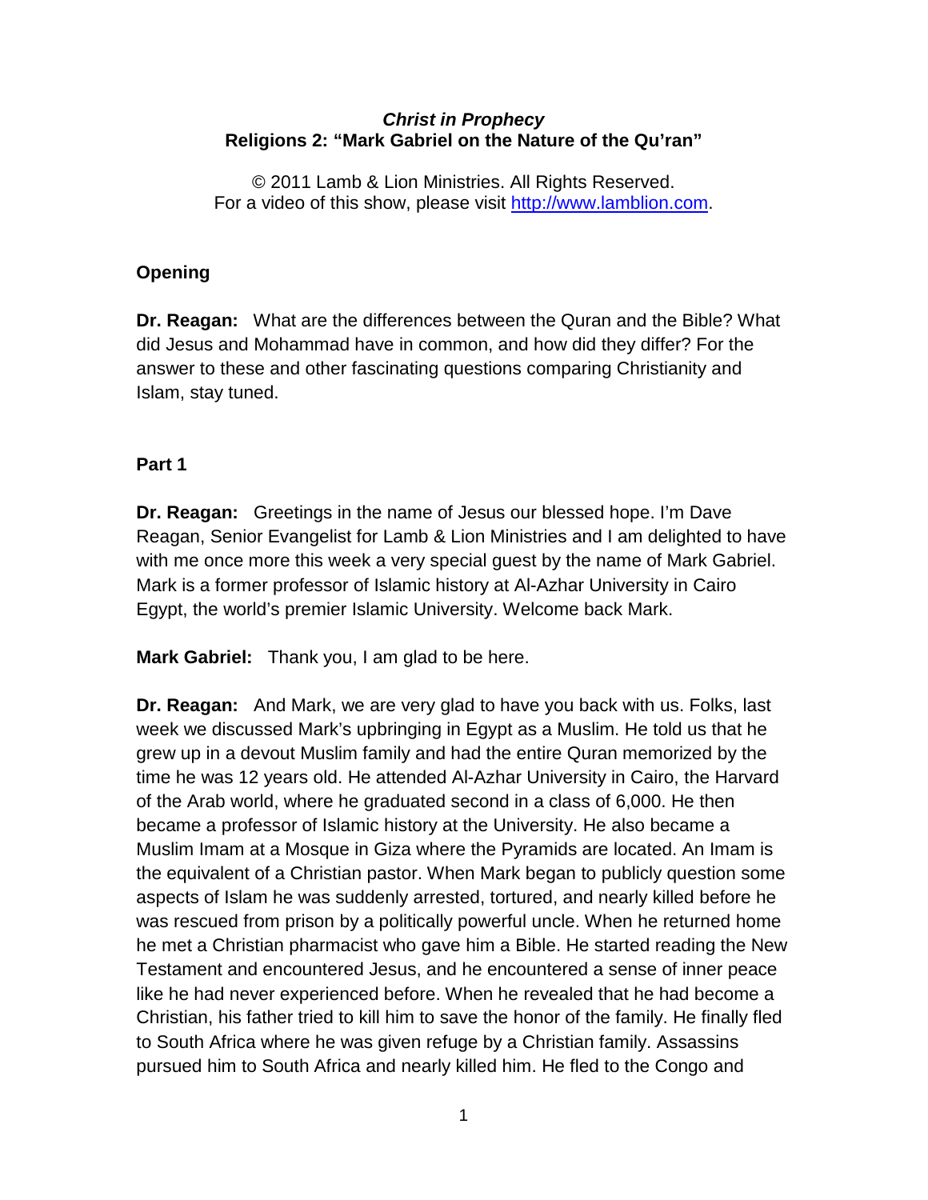# *Christ in Prophecy*
## Religions 2: "Mark Gabriel on the Nature of the Qu'ran"

© 2011 Lamb & Lion Ministries. All Rights Reserved.
For a video of this show, please visit http://www.lamblion.com.

### Opening

**Dr. Reagan:** What are the differences between the Quran and the Bible? What did Jesus and Mohammad have in common, and how did they differ? For the answer to these and other fascinating questions comparing Christianity and Islam, stay tuned.

### Part 1

**Dr. Reagan:** Greetings in the name of Jesus our blessed hope. I'm Dave Reagan, Senior Evangelist for Lamb & Lion Ministries and I am delighted to have with me once more this week a very special guest by the name of Mark Gabriel. Mark is a former professor of Islamic history at Al-Azhar University in Cairo Egypt, the world's premier Islamic University. Welcome back Mark.

**Mark Gabriel:** Thank you, I am glad to be here.

**Dr. Reagan:** And Mark, we are very glad to have you back with us. Folks, last week we discussed Mark's upbringing in Egypt as a Muslim. He told us that he grew up in a devout Muslim family and had the entire Quran memorized by the time he was 12 years old. He attended Al-Azhar University in Cairo, the Harvard of the Arab world, where he graduated second in a class of 6,000. He then became a professor of Islamic history at the University. He also became a Muslim Imam at a Mosque in Giza where the Pyramids are located. An Imam is the equivalent of a Christian pastor. When Mark began to publicly question some aspects of Islam he was suddenly arrested, tortured, and nearly killed before he was rescued from prison by a politically powerful uncle. When he returned home he met a Christian pharmacist who gave him a Bible. He started reading the New Testament and encountered Jesus, and he encountered a sense of inner peace like he had never experienced before. When he revealed that he had become a Christian, his father tried to kill him to save the honor of the family. He finally fled to South Africa where he was given refuge by a Christian family. Assassins pursued him to South Africa and nearly killed him. He fled to the Congo and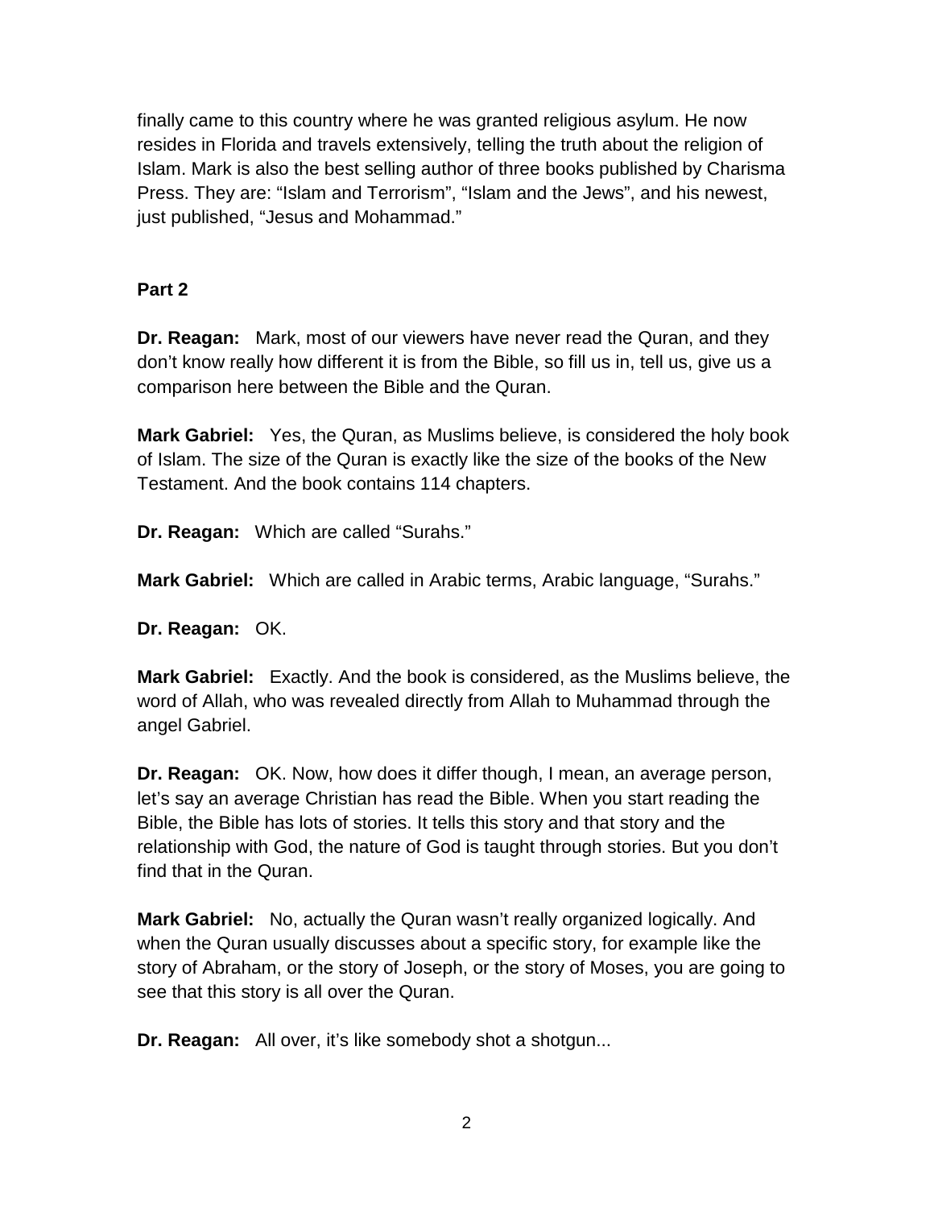finally came to this country where he was granted religious asylum. He now resides in Florida and travels extensively, telling the truth about the religion of Islam. Mark is also the best selling author of three books published by Charisma Press. They are: "Islam and Terrorism", "Islam and the Jews", and his newest, just published, "Jesus and Mohammad."

**Part 2**

**Dr. Reagan:** Mark, most of our viewers have never read the Quran, and they don't know really how different it is from the Bible, so fill us in, tell us, give us a comparison here between the Bible and the Quran.

**Mark Gabriel:** Yes, the Quran, as Muslims believe, is considered the holy book of Islam. The size of the Quran is exactly like the size of the books of the New Testament. And the book contains 114 chapters.

**Dr. Reagan:** Which are called "Surahs."

**Mark Gabriel:** Which are called in Arabic terms, Arabic language, "Surahs."

**Dr. Reagan:** OK.

**Mark Gabriel:** Exactly. And the book is considered, as the Muslims believe, the word of Allah, who was revealed directly from Allah to Muhammad through the angel Gabriel.

**Dr. Reagan:** OK. Now, how does it differ though, I mean, an average person, let's say an average Christian has read the Bible. When you start reading the Bible, the Bible has lots of stories. It tells this story and that story and the relationship with God, the nature of God is taught through stories. But you don't find that in the Quran.

**Mark Gabriel:** No, actually the Quran wasn't really organized logically. And when the Quran usually discusses about a specific story, for example like the story of Abraham, or the story of Joseph, or the story of Moses, you are going to see that this story is all over the Quran.

**Dr. Reagan:** All over, it's like somebody shot a shotgun...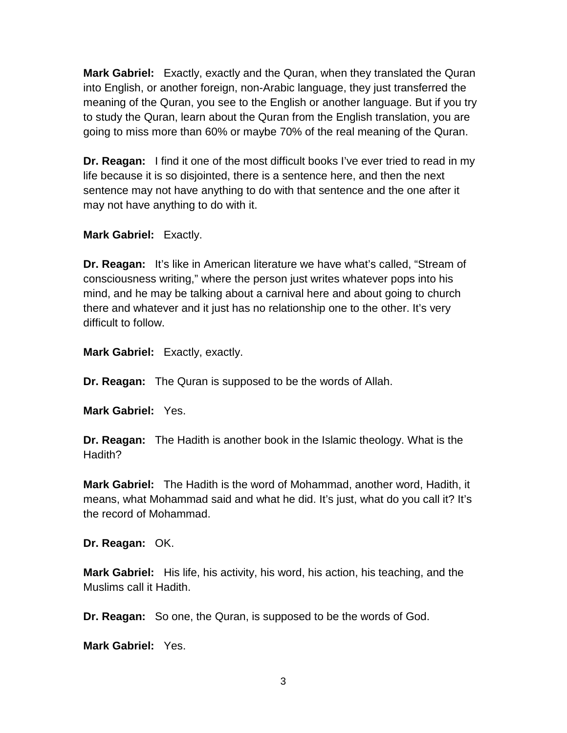**Mark Gabriel:** Exactly, exactly and the Quran, when they translated the Quran into English, or another foreign, non-Arabic language, they just transferred the meaning of the Quran, you see to the English or another language. But if you try to study the Quran, learn about the Quran from the English translation, you are going to miss more than 60% or maybe 70% of the real meaning of the Quran.

**Dr. Reagan:** I find it one of the most difficult books I've ever tried to read in my life because it is so disjointed, there is a sentence here, and then the next sentence may not have anything to do with that sentence and the one after it may not have anything to do with it.

**Mark Gabriel:** Exactly.

**Dr. Reagan:** It's like in American literature we have what's called, "Stream of consciousness writing," where the person just writes whatever pops into his mind, and he may be talking about a carnival here and about going to church there and whatever and it just has no relationship one to the other. It's very difficult to follow.

**Mark Gabriel:** Exactly, exactly.

**Dr. Reagan:** The Quran is supposed to be the words of Allah.

**Mark Gabriel:** Yes.

**Dr. Reagan:** The Hadith is another book in the Islamic theology. What is the Hadith?

**Mark Gabriel:** The Hadith is the word of Mohammad, another word, Hadith, it means, what Mohammad said and what he did. It's just, what do you call it? It's the record of Mohammad.

**Dr. Reagan:** OK.

**Mark Gabriel:** His life, his activity, his word, his action, his teaching, and the Muslims call it Hadith.

**Dr. Reagan:** So one, the Quran, is supposed to be the words of God.

**Mark Gabriel:** Yes.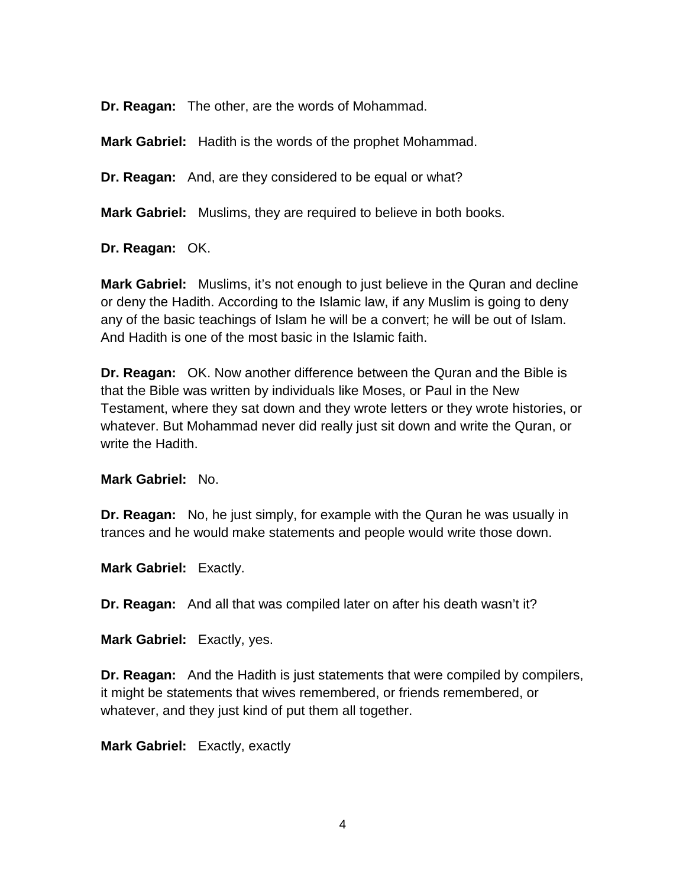**Dr. Reagan:** The other, are the words of Mohammad.

**Mark Gabriel:** Hadith is the words of the prophet Mohammad.

**Dr. Reagan:** And, are they considered to be equal or what?

**Mark Gabriel:** Muslims, they are required to believe in both books.

**Dr. Reagan:** OK.

**Mark Gabriel:** Muslims, it's not enough to just believe in the Quran and decline or deny the Hadith. According to the Islamic law, if any Muslim is going to deny any of the basic teachings of Islam he will be a convert; he will be out of Islam. And Hadith is one of the most basic in the Islamic faith.

**Dr. Reagan:** OK. Now another difference between the Quran and the Bible is that the Bible was written by individuals like Moses, or Paul in the New Testament, where they sat down and they wrote letters or they wrote histories, or whatever. But Mohammad never did really just sit down and write the Quran, or write the Hadith.

**Mark Gabriel:** No.

**Dr. Reagan:** No, he just simply, for example with the Quran he was usually in trances and he would make statements and people would write those down.

**Mark Gabriel:** Exactly.

**Dr. Reagan:** And all that was compiled later on after his death wasn't it?

**Mark Gabriel:** Exactly, yes.

**Dr. Reagan:** And the Hadith is just statements that were compiled by compilers, it might be statements that wives remembered, or friends remembered, or whatever, and they just kind of put them all together.

**Mark Gabriel:** Exactly, exactly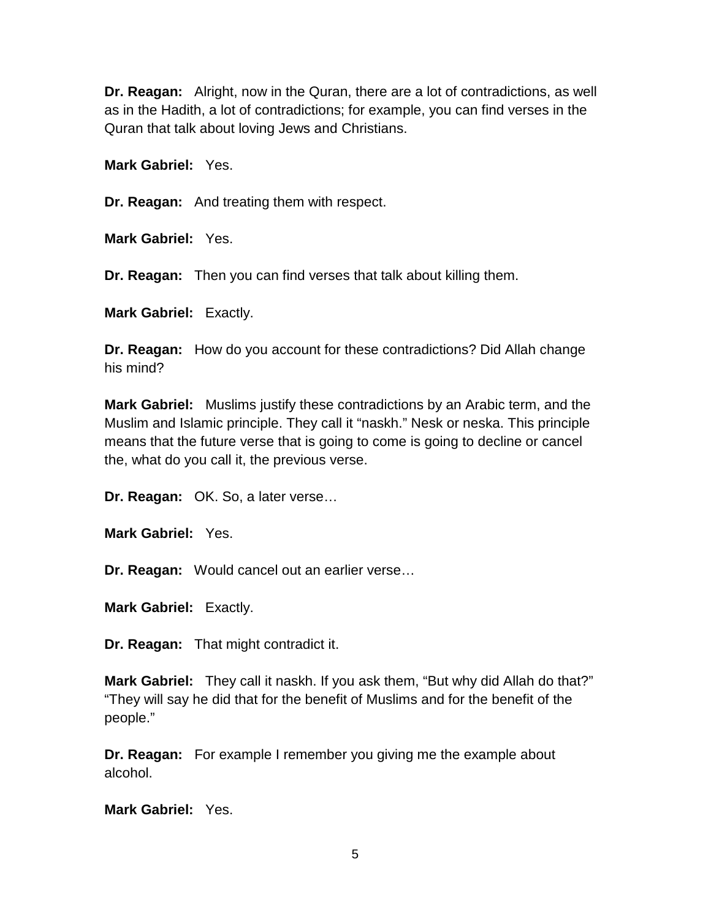**Dr. Reagan:** Alright, now in the Quran, there are a lot of contradictions, as well as in the Hadith, a lot of contradictions; for example, you can find verses in the Quran that talk about loving Jews and Christians.

**Mark Gabriel:** Yes.

**Dr. Reagan:** And treating them with respect.

**Mark Gabriel:** Yes.

**Dr. Reagan:** Then you can find verses that talk about killing them.

**Mark Gabriel:** Exactly.

**Dr. Reagan:** How do you account for these contradictions? Did Allah change his mind?

**Mark Gabriel:** Muslims justify these contradictions by an Arabic term, and the Muslim and Islamic principle. They call it "naskh." Nesk or neska. This principle means that the future verse that is going to come is going to decline or cancel the, what do you call it, the previous verse.

**Dr. Reagan:** OK. So, a later verse…

**Mark Gabriel:** Yes.

**Dr. Reagan:** Would cancel out an earlier verse…

**Mark Gabriel:** Exactly.

**Dr. Reagan:** That might contradict it.

**Mark Gabriel:** They call it naskh. If you ask them, "But why did Allah do that?" "They will say he did that for the benefit of Muslims and for the benefit of the people."

**Dr. Reagan:** For example I remember you giving me the example about alcohol.

**Mark Gabriel:** Yes.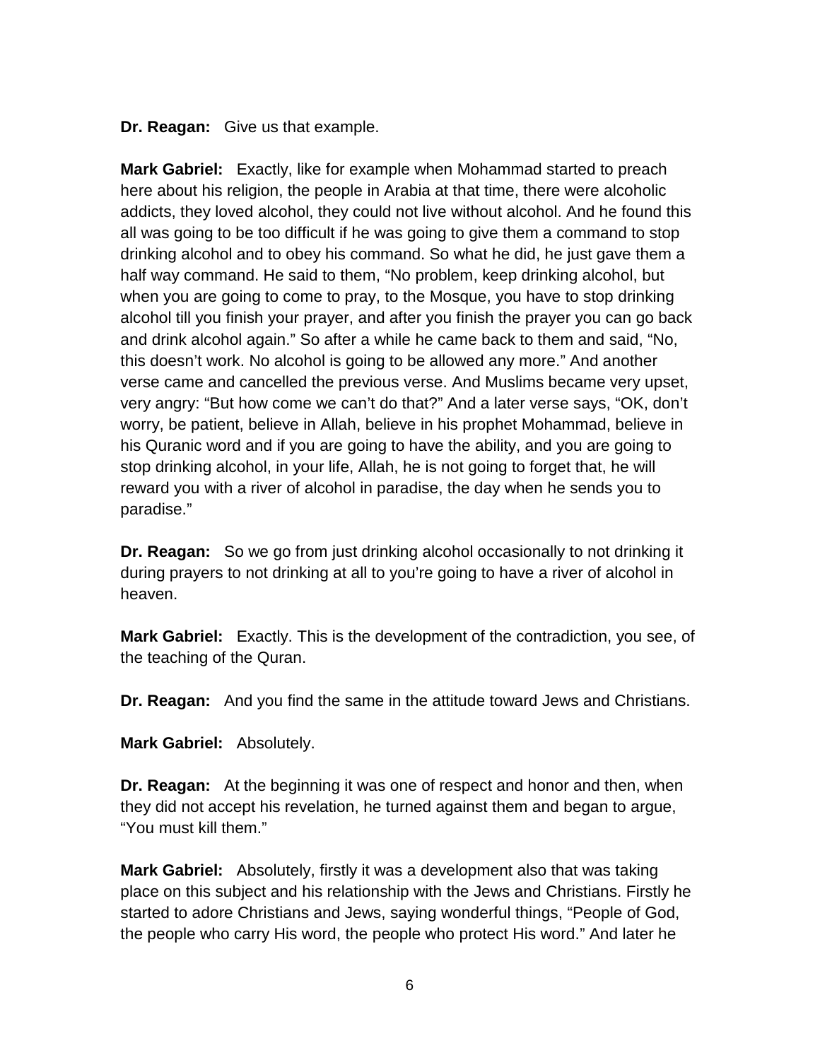**Dr. Reagan:** Give us that example.

**Mark Gabriel:** Exactly, like for example when Mohammad started to preach here about his religion, the people in Arabia at that time, there were alcoholic addicts, they loved alcohol, they could not live without alcohol. And he found this all was going to be too difficult if he was going to give them a command to stop drinking alcohol and to obey his command. So what he did, he just gave them a half way command. He said to them, "No problem, keep drinking alcohol, but when you are going to come to pray, to the Mosque, you have to stop drinking alcohol till you finish your prayer, and after you finish the prayer you can go back and drink alcohol again." So after a while he came back to them and said, "No, this doesn't work. No alcohol is going to be allowed any more." And another verse came and cancelled the previous verse. And Muslims became very upset, very angry: "But how come we can't do that?" And a later verse says, "OK, don't worry, be patient, believe in Allah, believe in his prophet Mohammad, believe in his Quranic word and if you are going to have the ability, and you are going to stop drinking alcohol, in your life, Allah, he is not going to forget that, he will reward you with a river of alcohol in paradise, the day when he sends you to paradise."

**Dr. Reagan:** So we go from just drinking alcohol occasionally to not drinking it during prayers to not drinking at all to you're going to have a river of alcohol in heaven.

**Mark Gabriel:** Exactly. This is the development of the contradiction, you see, of the teaching of the Quran.

**Dr. Reagan:** And you find the same in the attitude toward Jews and Christians.

**Mark Gabriel:** Absolutely.

**Dr. Reagan:** At the beginning it was one of respect and honor and then, when they did not accept his revelation, he turned against them and began to argue, "You must kill them."

**Mark Gabriel:** Absolutely, firstly it was a development also that was taking place on this subject and his relationship with the Jews and Christians. Firstly he started to adore Christians and Jews, saying wonderful things, "People of God, the people who carry His word, the people who protect His word." And later he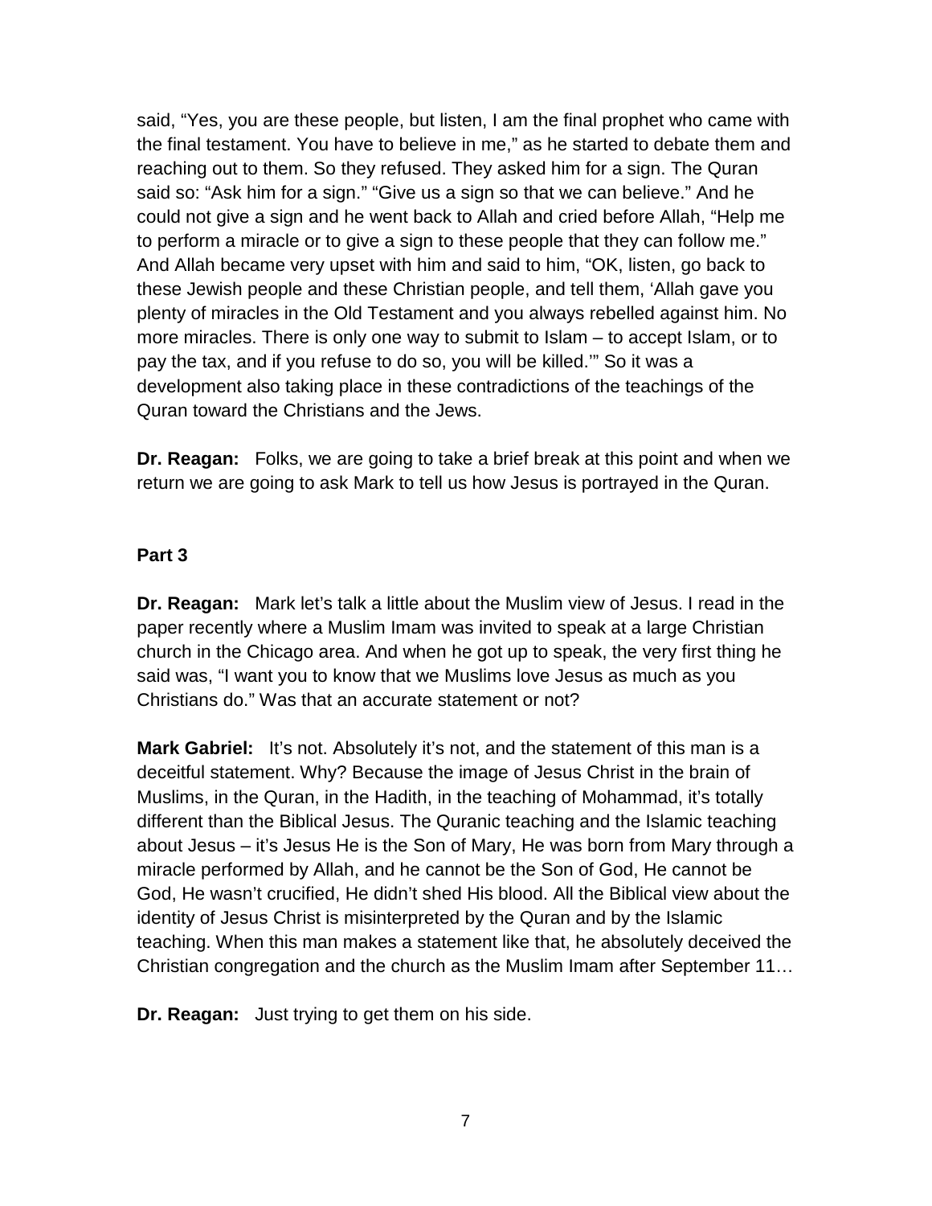said, “Yes, you are these people, but listen, I am the final prophet who came with the final testament. You have to believe in me,” as he started to debate them and reaching out to them. So they refused. They asked him for a sign. The Quran said so: “Ask him for a sign.” “Give us a sign so that we can believe.” And he could not give a sign and he went back to Allah and cried before Allah, “Help me to perform a miracle or to give a sign to these people that they can follow me.” And Allah became very upset with him and said to him, “OK, listen, go back to these Jewish people and these Christian people, and tell them, ‘Allah gave you plenty of miracles in the Old Testament and you always rebelled against him. No more miracles. There is only one way to submit to Islam – to accept Islam, or to pay the tax, and if you refuse to do so, you will be killed.’” So it was a development also taking place in these contradictions of the teachings of the Quran toward the Christians and the Jews.

**Dr. Reagan:** Folks, we are going to take a brief break at this point and when we return we are going to ask Mark to tell us how Jesus is portrayed in the Quran.

**Part 3**

**Dr. Reagan:** Mark let’s talk a little about the Muslim view of Jesus. I read in the paper recently where a Muslim Imam was invited to speak at a large Christian church in the Chicago area. And when he got up to speak, the very first thing he said was, “I want you to know that we Muslims love Jesus as much as you Christians do.” Was that an accurate statement or not?

**Mark Gabriel:** It’s not. Absolutely it’s not, and the statement of this man is a deceitful statement. Why? Because the image of Jesus Christ in the brain of Muslims, in the Quran, in the Hadith, in the teaching of Mohammad, it’s totally different than the Biblical Jesus. The Quranic teaching and the Islamic teaching about Jesus – it’s Jesus He is the Son of Mary, He was born from Mary through a miracle performed by Allah, and he cannot be the Son of God, He cannot be God, He wasn’t crucified, He didn’t shed His blood. All the Biblical view about the identity of Jesus Christ is misinterpreted by the Quran and by the Islamic teaching. When this man makes a statement like that, he absolutely deceived the Christian congregation and the church as the Muslim Imam after September 11…

**Dr. Reagan:** Just trying to get them on his side.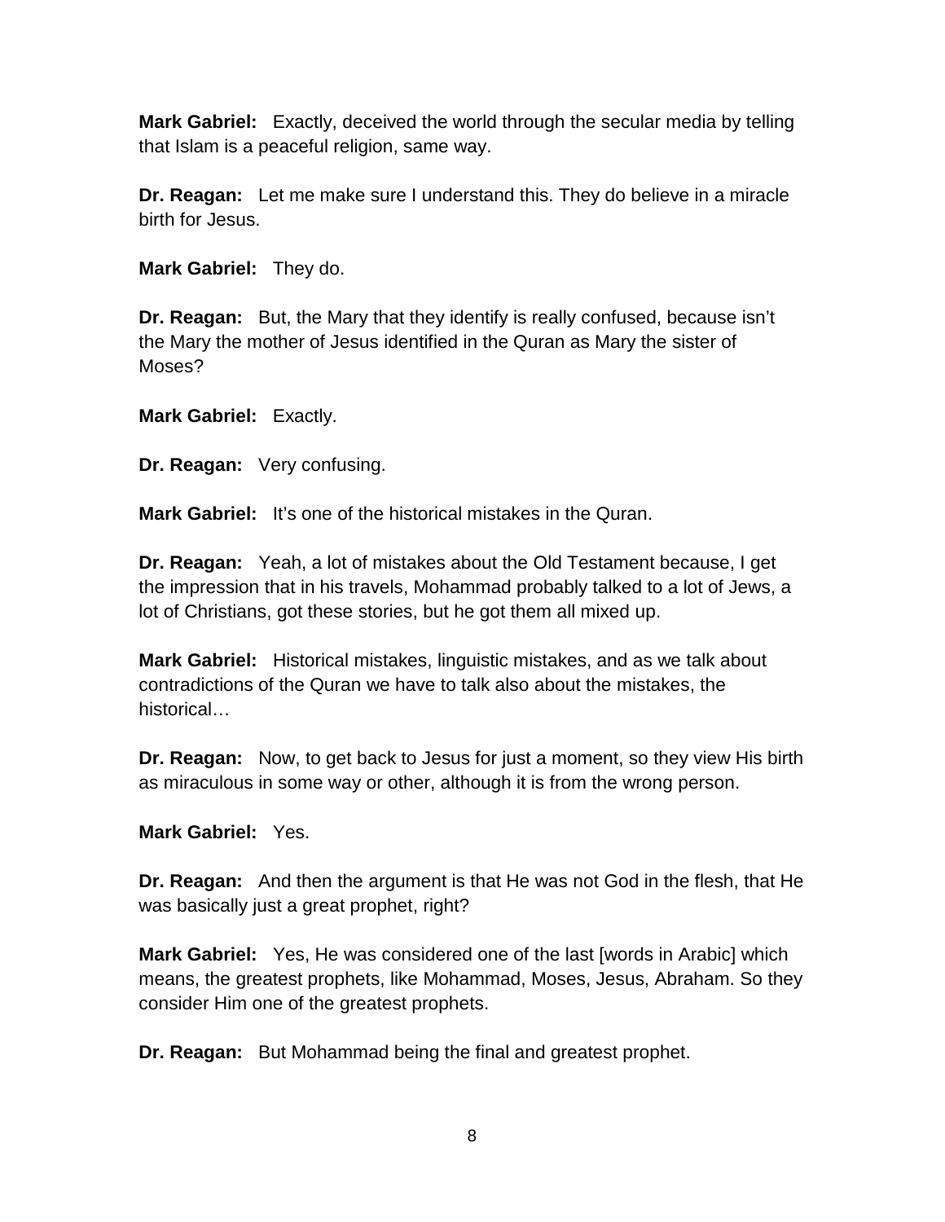**Mark Gabriel:** Exactly, deceived the world through the secular media by telling that Islam is a peaceful religion, same way.

**Dr. Reagan:** Let me make sure I understand this. They do believe in a miracle birth for Jesus.

**Mark Gabriel:** They do.

**Dr. Reagan:** But, the Mary that they identify is really confused, because isn't the Mary the mother of Jesus identified in the Quran as Mary the sister of Moses?

**Mark Gabriel:** Exactly.

**Dr. Reagan:** Very confusing.

**Mark Gabriel:** It's one of the historical mistakes in the Quran.

**Dr. Reagan:** Yeah, a lot of mistakes about the Old Testament because, I get the impression that in his travels, Mohammad probably talked to a lot of Jews, a lot of Christians, got these stories, but he got them all mixed up.

**Mark Gabriel:** Historical mistakes, linguistic mistakes, and as we talk about contradictions of the Quran we have to talk also about the mistakes, the historical…

**Dr. Reagan:** Now, to get back to Jesus for just a moment, so they view His birth as miraculous in some way or other, although it is from the wrong person.

**Mark Gabriel:** Yes.

**Dr. Reagan:** And then the argument is that He was not God in the flesh, that He was basically just a great prophet, right?

**Mark Gabriel:** Yes, He was considered one of the last [words in Arabic] which means, the greatest prophets, like Mohammad, Moses, Jesus, Abraham. So they consider Him one of the greatest prophets.

**Dr. Reagan:** But Mohammad being the final and greatest prophet.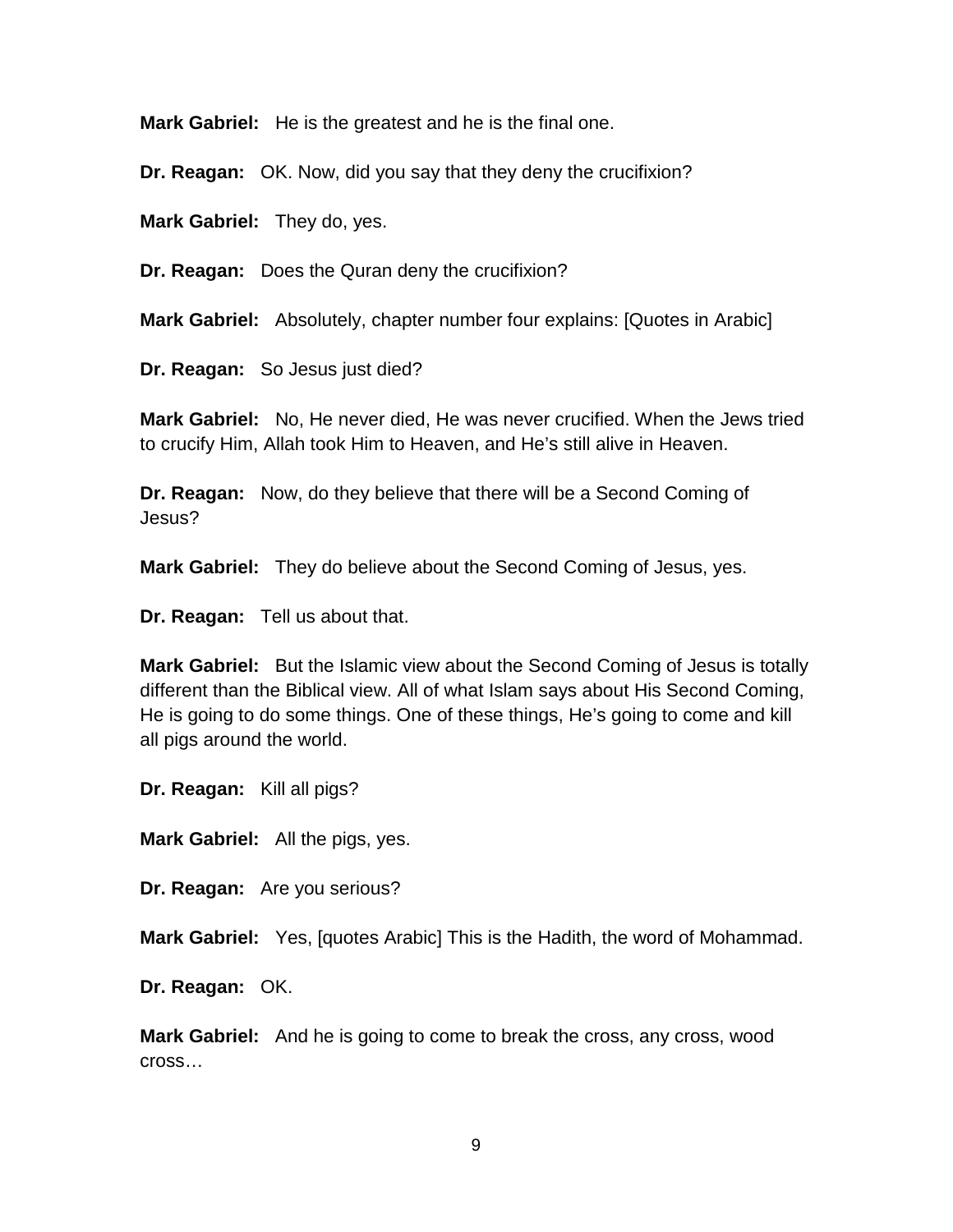**Mark Gabriel:** He is the greatest and he is the final one.

**Dr. Reagan:** OK. Now, did you say that they deny the crucifixion?

**Mark Gabriel:** They do, yes.

**Dr. Reagan:** Does the Quran deny the crucifixion?

**Mark Gabriel:** Absolutely, chapter number four explains: [Quotes in Arabic]

**Dr. Reagan:** So Jesus just died?

**Mark Gabriel:** No, He never died, He was never crucified. When the Jews tried to crucify Him, Allah took Him to Heaven, and He's still alive in Heaven.

**Dr. Reagan:** Now, do they believe that there will be a Second Coming of Jesus?

**Mark Gabriel:** They do believe about the Second Coming of Jesus, yes.

**Dr. Reagan:** Tell us about that.

**Mark Gabriel:** But the Islamic view about the Second Coming of Jesus is totally different than the Biblical view. All of what Islam says about His Second Coming, He is going to do some things. One of these things, He's going to come and kill all pigs around the world.

**Dr. Reagan:** Kill all pigs?

**Mark Gabriel:** All the pigs, yes.

**Dr. Reagan:** Are you serious?

**Mark Gabriel:** Yes, [quotes Arabic] This is the Hadith, the word of Mohammad.

**Dr. Reagan:** OK.

**Mark Gabriel:** And he is going to come to break the cross, any cross, wood cross…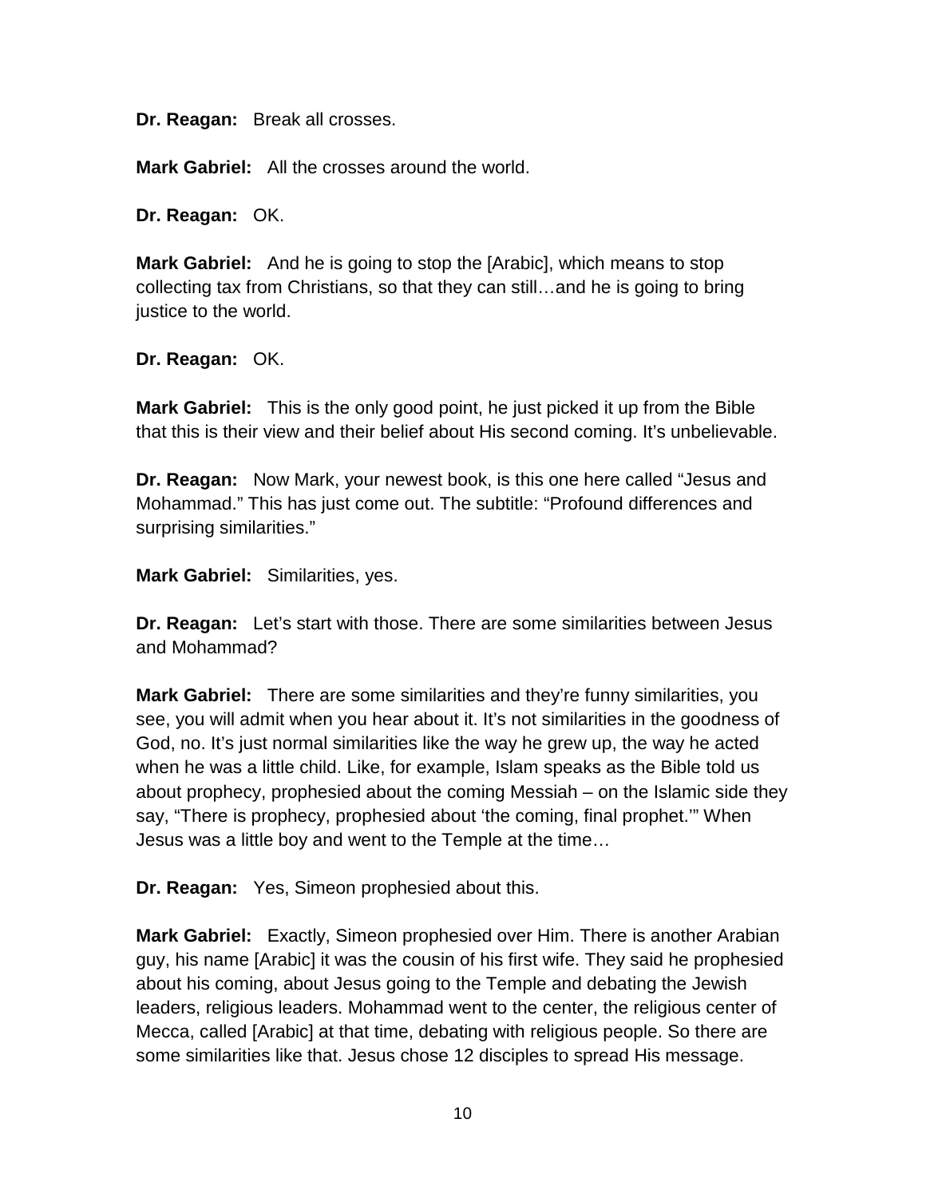**Dr. Reagan:** Break all crosses.

**Mark Gabriel:** All the crosses around the world.

**Dr. Reagan:** OK.

**Mark Gabriel:** And he is going to stop the [Arabic], which means to stop collecting tax from Christians, so that they can still…and he is going to bring justice to the world.

**Dr. Reagan:** OK.

**Mark Gabriel:** This is the only good point, he just picked it up from the Bible that this is their view and their belief about His second coming. It's unbelievable.

**Dr. Reagan:** Now Mark, your newest book, is this one here called "Jesus and Mohammad." This has just come out. The subtitle: "Profound differences and surprising similarities."

**Mark Gabriel:** Similarities, yes.

**Dr. Reagan:** Let's start with those. There are some similarities between Jesus and Mohammad?

**Mark Gabriel:** There are some similarities and they're funny similarities, you see, you will admit when you hear about it. It's not similarities in the goodness of God, no. It's just normal similarities like the way he grew up, the way he acted when he was a little child. Like, for example, Islam speaks as the Bible told us about prophecy, prophesied about the coming Messiah – on the Islamic side they say, "There is prophecy, prophesied about 'the coming, final prophet.'" When Jesus was a little boy and went to the Temple at the time…

**Dr. Reagan:** Yes, Simeon prophesied about this.

**Mark Gabriel:** Exactly, Simeon prophesied over Him. There is another Arabian guy, his name [Arabic] it was the cousin of his first wife. They said he prophesied about his coming, about Jesus going to the Temple and debating the Jewish leaders, religious leaders. Mohammad went to the center, the religious center of Mecca, called [Arabic] at that time, debating with religious people. So there are some similarities like that. Jesus chose 12 disciples to spread His message.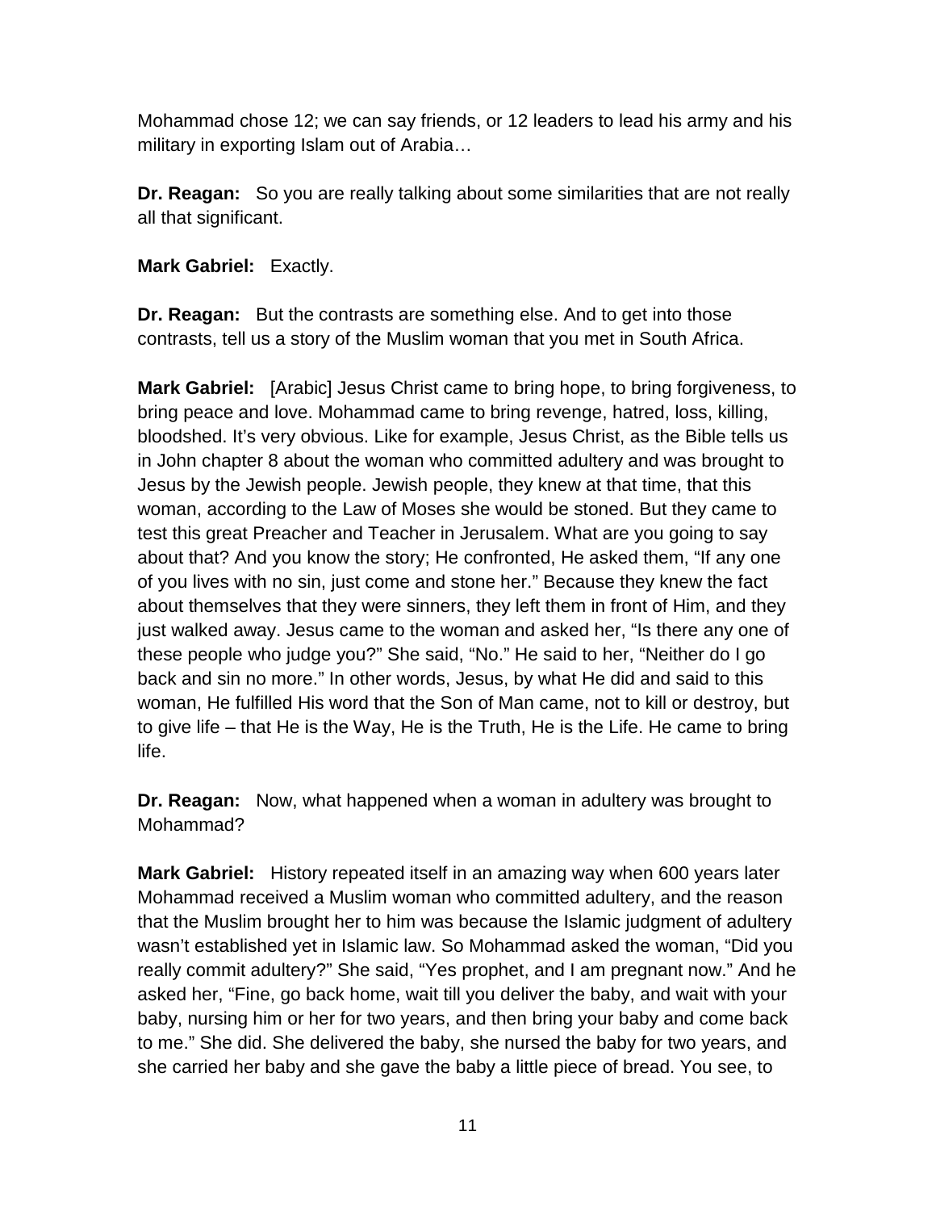Mohammad chose 12; we can say friends, or 12 leaders to lead his army and his military in exporting Islam out of Arabia…

**Dr. Reagan:** So you are really talking about some similarities that are not really all that significant.

**Mark Gabriel:** Exactly.

**Dr. Reagan:** But the contrasts are something else. And to get into those contrasts, tell us a story of the Muslim woman that you met in South Africa.

**Mark Gabriel:** [Arabic] Jesus Christ came to bring hope, to bring forgiveness, to bring peace and love. Mohammad came to bring revenge, hatred, loss, killing, bloodshed. It's very obvious. Like for example, Jesus Christ, as the Bible tells us in John chapter 8 about the woman who committed adultery and was brought to Jesus by the Jewish people. Jewish people, they knew at that time, that this woman, according to the Law of Moses she would be stoned. But they came to test this great Preacher and Teacher in Jerusalem. What are you going to say about that? And you know the story; He confronted, He asked them, "If any one of you lives with no sin, just come and stone her." Because they knew the fact about themselves that they were sinners, they left them in front of Him, and they just walked away. Jesus came to the woman and asked her, "Is there any one of these people who judge you?" She said, "No." He said to her, "Neither do I go back and sin no more." In other words, Jesus, by what He did and said to this woman, He fulfilled His word that the Son of Man came, not to kill or destroy, but to give life – that He is the Way, He is the Truth, He is the Life. He came to bring life.

**Dr. Reagan:** Now, what happened when a woman in adultery was brought to Mohammad?

**Mark Gabriel:** History repeated itself in an amazing way when 600 years later Mohammad received a Muslim woman who committed adultery, and the reason that the Muslim brought her to him was because the Islamic judgment of adultery wasn't established yet in Islamic law. So Mohammad asked the woman, "Did you really commit adultery?" She said, "Yes prophet, and I am pregnant now." And he asked her, "Fine, go back home, wait till you deliver the baby, and wait with your baby, nursing him or her for two years, and then bring your baby and come back to me." She did. She delivered the baby, she nursed the baby for two years, and she carried her baby and she gave the baby a little piece of bread. You see, to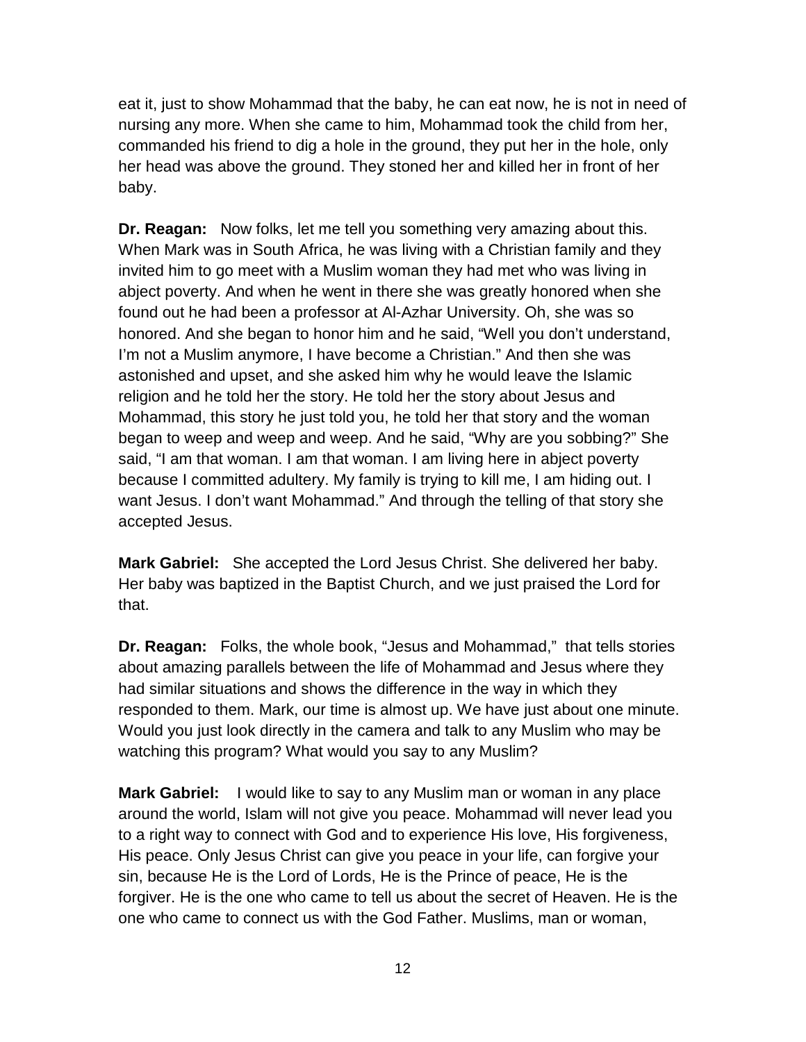eat it, just to show Mohammad that the baby, he can eat now, he is not in need of nursing any more. When she came to him, Mohammad took the child from her, commanded his friend to dig a hole in the ground, they put her in the hole, only her head was above the ground. They stoned her and killed her in front of her baby.

**Dr. Reagan:** Now folks, let me tell you something very amazing about this. When Mark was in South Africa, he was living with a Christian family and they invited him to go meet with a Muslim woman they had met who was living in abject poverty. And when he went in there she was greatly honored when she found out he had been a professor at Al-Azhar University. Oh, she was so honored. And she began to honor him and he said, "Well you don't understand, I'm not a Muslim anymore, I have become a Christian." And then she was astonished and upset, and she asked him why he would leave the Islamic religion and he told her the story. He told her the story about Jesus and Mohammad, this story he just told you, he told her that story and the woman began to weep and weep and weep. And he said, "Why are you sobbing?" She said, "I am that woman. I am that woman. I am living here in abject poverty because I committed adultery. My family is trying to kill me, I am hiding out. I want Jesus. I don't want Mohammad." And through the telling of that story she accepted Jesus.

**Mark Gabriel:** She accepted the Lord Jesus Christ. She delivered her baby. Her baby was baptized in the Baptist Church, and we just praised the Lord for that.

**Dr. Reagan:** Folks, the whole book, "Jesus and Mohammad," that tells stories about amazing parallels between the life of Mohammad and Jesus where they had similar situations and shows the difference in the way in which they responded to them. Mark, our time is almost up. We have just about one minute. Would you just look directly in the camera and talk to any Muslim who may be watching this program? What would you say to any Muslim?

**Mark Gabriel:** I would like to say to any Muslim man or woman in any place around the world, Islam will not give you peace. Mohammad will never lead you to a right way to connect with God and to experience His love, His forgiveness, His peace. Only Jesus Christ can give you peace in your life, can forgive your sin, because He is the Lord of Lords, He is the Prince of peace, He is the forgiver. He is the one who came to tell us about the secret of Heaven. He is the one who came to connect us with the God Father. Muslims, man or woman,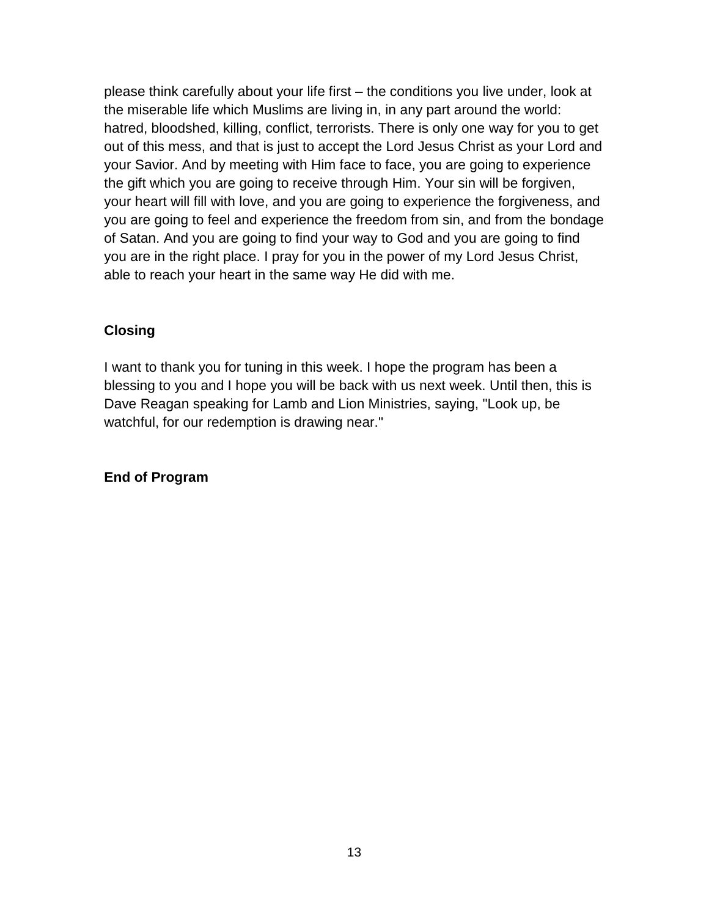please think carefully about your life first – the conditions you live under, look at the miserable life which Muslims are living in, in any part around the world: hatred, bloodshed, killing, conflict, terrorists. There is only one way for you to get out of this mess, and that is just to accept the Lord Jesus Christ as your Lord and your Savior. And by meeting with Him face to face, you are going to experience the gift which you are going to receive through Him. Your sin will be forgiven, your heart will fill with love, and you are going to experience the forgiveness, and you are going to feel and experience the freedom from sin, and from the bondage of Satan. And you are going to find your way to God and you are going to find you are in the right place. I pray for you in the power of my Lord Jesus Christ, able to reach your heart in the same way He did with me.

**Closing**

I want to thank you for tuning in this week. I hope the program has been a blessing to you and I hope you will be back with us next week. Until then, this is Dave Reagan speaking for Lamb and Lion Ministries, saying, "Look up, be watchful, for our redemption is drawing near."

**End of Program**